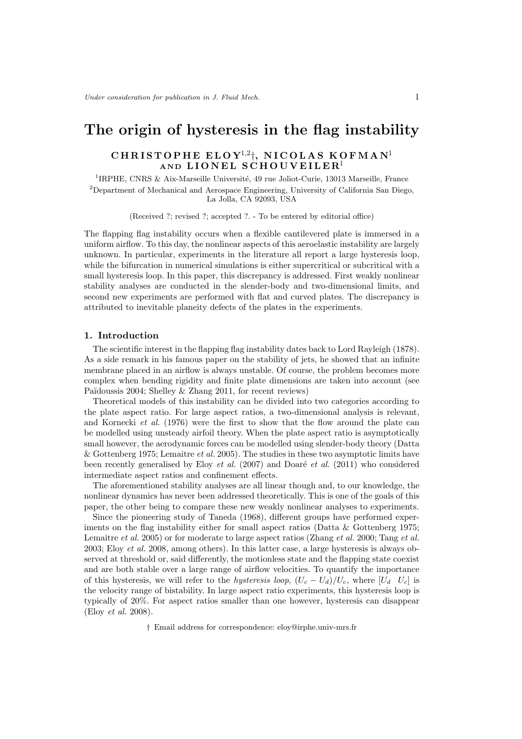# The origin of hysteresis in the flag instability

**CHRISTOPHE ELOY[1,2]†, NICOLAS KOFMAN[1] AND LIONEL SCHOUVEILER[1]**

[1]IRPHE, CNRS & Aix-Marseille Université, 49 rue Joliot-Curie, 13013 Marseille, France

[2]Department of Mechanical and Aerospace Engineering, University of California San Diego, La Jolla, CA 92093, USA

(Received ?; revised ?; accepted ?. - To be entered by editorial office)

The flapping flag instability occurs when a flexible cantilevered plate is immersed in a uniform airflow. To this day, the nonlinear aspects of this aeroelastic instability are largely unknown. In particular, experiments in the literature all report a large hysteresis loop, while the bifurcation in numerical simulations is either supercritical or subcritical with a small hysteresis loop. In this paper, this discrepancy is addressed. First weakly nonlinear stability analyses are conducted in the slender-body and two-dimensional limits, and second new experiments are performed with flat and curved plates. The discrepancy is attributed to inevitable planeity defects of the plates in the experiments.

## 1. Introduction

The scientific interest in the flapping flag instability dates back to Lord Rayleigh (1878). As a side remark in his famous paper on the stability of jets, he showed that an infinite membrane placed in an airflow is always unstable. Of course, the problem becomes more complex when bending rigidity and finite plate dimensions are taken into account (see Païdoussis 2004; Shelley & Zhang 2011, for recent reviews)

Theoretical models of this instability can be divided into two categories according to the plate aspect ratio. For large aspect ratios, a two-dimensional analysis is relevant, and Kornecki *et al.* (1976) were the first to show that the flow around the plate can be modelled using unsteady airfoil theory. When the plate aspect ratio is asymptotically small however, the aerodynamic forces can be modelled using slender-body theory (Datta & Gottenberg 1975; Lemaitre *et al.* 2005). The studies in these two asymptotic limits have been recently generalised by Eloy *et al.* (2007) and Doaré *et al.* (2011) who considered intermediate aspect ratios and confinement effects.

The aforementioned stability analyses are all linear though and, to our knowledge, the nonlinear dynamics has never been addressed theoretically. This is one of the goals of this paper, the other being to compare these new weakly nonlinear analyses to experiments.

Since the pioneering study of Taneda (1968), different groups have performed experiments on the flag instability either for small aspect ratios (Datta & Gottenberg 1975; Lemaitre *et al.* 2005) or for moderate to large aspect ratios (Zhang *et al.* 2000; Tang *et al.* 2003; Eloy *et al.* 2008, among others). In this latter case, a large hysteresis is always observed at threshold or, said differently, the motionless state and the flapping state coexist and are both stable over a large range of airflow velocities. To quantify the importance of this hysteresis, we will refer to the *hysteresis loop*, $(U_c - U_d)/U_c$, where $[U_d \;\; U_c]$ is the velocity range of bistability. In large aspect ratio experiments, this hysteresis loop is typically of 20%. For aspect ratios smaller than one however, hysteresis can disappear (Eloy *et al.* 2008).

† Email address for correspondence: eloy@irphe.univ-mrs.fr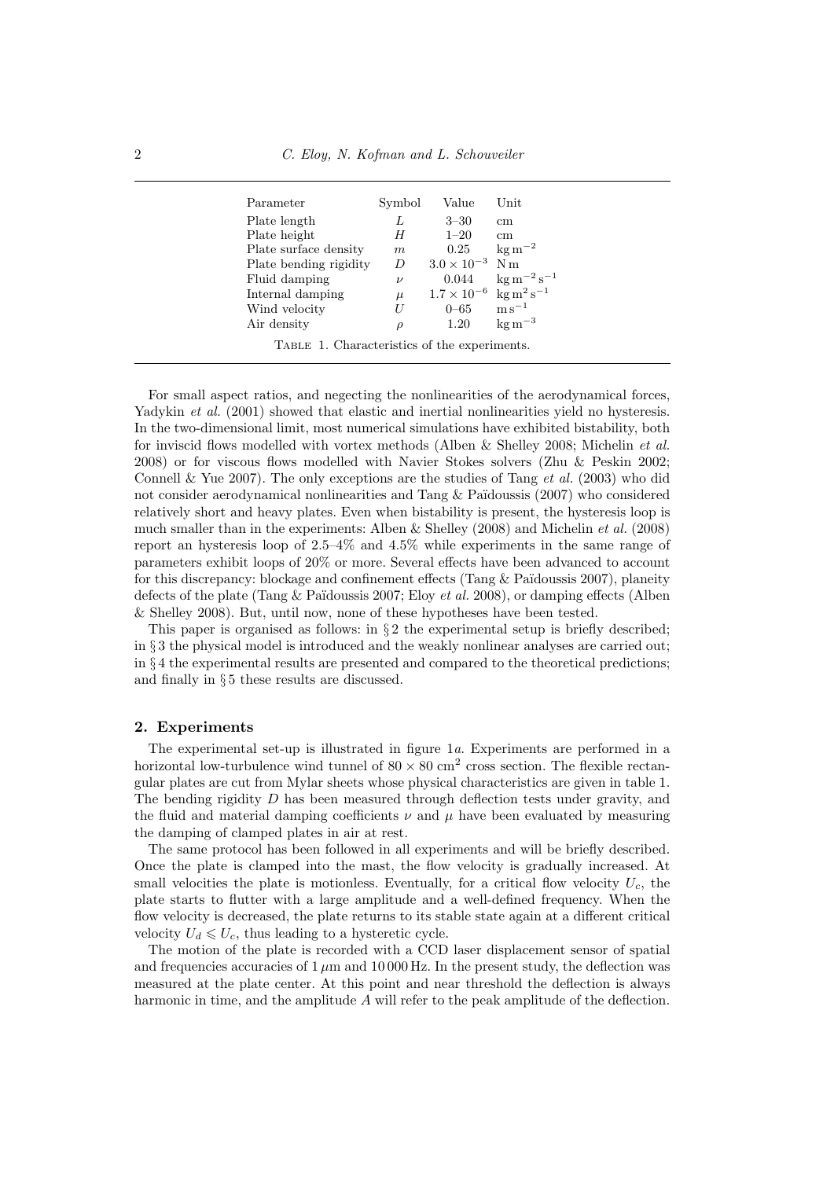| Parameter | Symbol | Value | Unit |
|---|---|---|---|
| Plate length | $L$ | 3–30 | cm |
| Plate height | $H$ | 1–20 | cm |
| Plate surface density | $m$ | 0.25 | $\mathrm{kg\,m^{-2}}$ |
| Plate bending rigidity | $D$ | $3.0 \times 10^{-3}$ | N m |
| Fluid damping | $\nu$ | 0.044 | $\mathrm{kg\,m^{-2}\,s^{-1}}$ |
| Internal damping | $\mu$ | $1.7 \times 10^{-6}$ | $\mathrm{kg\,m^{2}\,s^{-1}}$ |
| Wind velocity | $U$ | 0–65 | $\mathrm{m\,s^{-1}}$ |
| Air density | $\rho$ | 1.20 | $\mathrm{kg\,m^{-3}}$ |

Table 1. Characteristics of the experiments.

For small aspect ratios, and negecting the nonlinearities of the aerodynamical forces, Yadykin *et al.* (2001) showed that elastic and inertial nonlinearities yield no hysteresis. In the two-dimensional limit, most numerical simulations have exhibited bistability, both for inviscid flows modelled with vortex methods (Alben & Shelley 2008; Michelin *et al.* 2008) or for viscous flows modelled with Navier Stokes solvers (Zhu & Peskin 2002; Connell & Yue 2007). The only exceptions are the studies of Tang *et al.* (2003) who did not consider aerodynamical nonlinearities and Tang & Païdoussis (2007) who considered relatively short and heavy plates. Even when bistability is present, the hysteresis loop is much smaller than in the experiments: Alben & Shelley (2008) and Michelin *et al.* (2008) report an hysteresis loop of 2.5–4% and 4.5% while experiments in the same range of parameters exhibit loops of 20% or more. Several effects have been advanced to account for this discrepancy: blockage and confinement effects (Tang & Païdoussis 2007), planeity defects of the plate (Tang & Païdoussis 2007; Eloy *et al.* 2008), or damping effects (Alben & Shelley 2008). But, until now, none of these hypotheses have been tested.

This paper is organised as follows: in § 2 the experimental setup is briefly described; in § 3 the physical model is introduced and the weakly nonlinear analyses are carried out; in § 4 the experimental results are presented and compared to the theoretical predictions; and finally in § 5 these results are discussed.

## 2. Experiments

The experimental set-up is illustrated in figure 1*a*. Experiments are performed in a horizontal low-turbulence wind tunnel of $80 \times 80$ cm$^2$ cross section. The flexible rectangular plates are cut from Mylar sheets whose physical characteristics are given in table 1. The bending rigidity $D$ has been measured through deflection tests under gravity, and the fluid and material damping coefficients $\nu$ and $\mu$ have been evaluated by measuring the damping of clamped plates in air at rest.

The same protocol has been followed in all experiments and will be briefly described. Once the plate is clamped into the mast, the flow velocity is gradually increased. At small velocities the plate is motionless. Eventually, for a critical flow velocity $U_c$, the plate starts to flutter with a large amplitude and a well-defined frequency. When the flow velocity is decreased, the plate returns to its stable state again at a different critical velocity $U_d \leqslant U_c$, thus leading to a hysteretic cycle.

The motion of the plate is recorded with a CCD laser displacement sensor of spatial and frequencies accuracies of 1 $\mu$m and 10 000 Hz. In the present study, the deflection was measured at the plate center. At this point and near threshold the deflection is always harmonic in time, and the amplitude $A$ will refer to the peak amplitude of the deflection.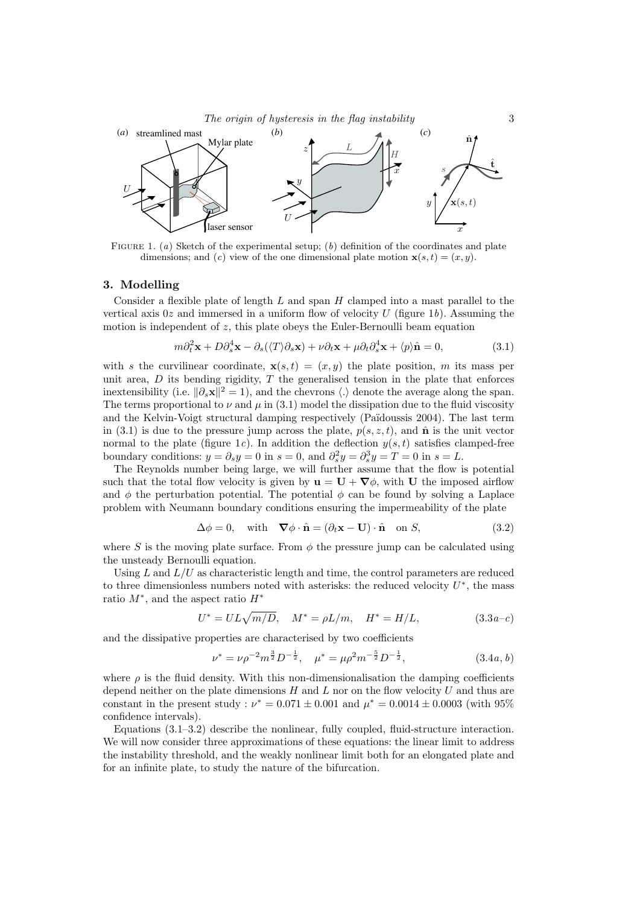FIGURE 1. (a) Sketch of the experimental setup; (b) definition of the coordinates and plate dimensions; and (c) view of the one dimensional plate motion $\mathbf{x}(s,t) = (x,y)$.

## 3. Modelling

Consider a flexible plate of length $L$ and span $H$ clamped into a mast parallel to the vertical axis $0z$ and immersed in a uniform flow of velocity $U$ (figure 1b). Assuming the motion is independent of $z$, this plate obeys the Euler-Bernoulli beam equation

$$m\partial_t^2\mathbf{x} + D\partial_s^4\mathbf{x} - \partial_s(\langle T\rangle\partial_s\mathbf{x}) + \nu\partial_t\mathbf{x} + \mu\partial_t\partial_s^4\mathbf{x} + \langle p\rangle\hat{\mathbf{n}} = 0, \tag{3.1}$$

with $s$ the curvilinear coordinate, $\mathbf{x}(s,t) = (x,y)$ the plate position, $m$ its mass per unit area, $D$ its bending rigidity, $T$ the generalised tension in the plate that enforces inextensibility (i.e. $\|\partial_s\mathbf{x}\|^2 = 1$), and the chevrons $\langle . \rangle$ denote the average along the span. The terms proportional to $\nu$ and $\mu$ in (3.1) model the dissipation due to the fluid viscosity and the Kelvin-Voigt structural damping respectively (Païdoussis 2004). The last term in (3.1) is due to the pressure jump across the plate, $p(s,z,t)$, and $\hat{\mathbf{n}}$ is the unit vector normal to the plate (figure 1c). In addition the deflection $y(s,t)$ satisfies clamped-free boundary conditions: $y = \partial_s y = 0$ in $s = 0$, and $\partial_s^2 y = \partial_s^3 y = T = 0$ in $s = L$.

The Reynolds number being large, we will further assume that the flow is potential such that the total flow velocity is given by $\mathbf{u} = \mathbf{U} + \boldsymbol{\nabla}\phi$, with $\mathbf{U}$ the imposed airflow and $\phi$ the perturbation potential. The potential $\phi$ can be found by solving a Laplace problem with Neumann boundary conditions ensuring the impermeability of the plate

$$\Delta\phi = 0, \quad \text{with} \quad \boldsymbol{\nabla}\phi\cdot\hat{\mathbf{n}} = (\partial_t\mathbf{x} - \mathbf{U})\cdot\hat{\mathbf{n}} \quad \text{on } S, \tag{3.2}$$

where $S$ is the moving plate surface. From $\phi$ the pressure jump can be calculated using the unsteady Bernoulli equation.

Using $L$ and $L/U$ as characteristic length and time, the control parameters are reduced to three dimensionless numbers noted with asterisks: the reduced velocity $U^*$, the mass ratio $M^*$, and the aspect ratio $H^*$

$$U^* = UL\sqrt{m/D}, \quad M^* = \rho L/m, \quad H^* = H/L, \tag{3.3$a$–$c$}$$

and the dissipative properties are characterised by two coefficients

$$\nu^* = \nu\rho^{-2}m^{\frac{3}{2}}D^{-\frac{1}{2}}, \quad \mu^* = \mu\rho^2 m^{-\frac{5}{2}}D^{-\frac{1}{2}}, \tag{3.4$a$, $b$}$$

where $\rho$ is the fluid density. With this non-dimensionalisation the damping coefficients depend neither on the plate dimensions $H$ and $L$ nor on the flow velocity $U$ and thus are constant in the present study : $\nu^* = 0.071 \pm 0.001$ and $\mu^* = 0.0014 \pm 0.0003$ (with 95% confidence intervals).

Equations (3.1–3.2) describe the nonlinear, fully coupled, fluid-structure interaction. We will now consider three approximations of these equations: the linear limit to address the instability threshold, and the weakly nonlinear limit both for an elongated plate and for an infinite plate, to study the nature of the bifurcation.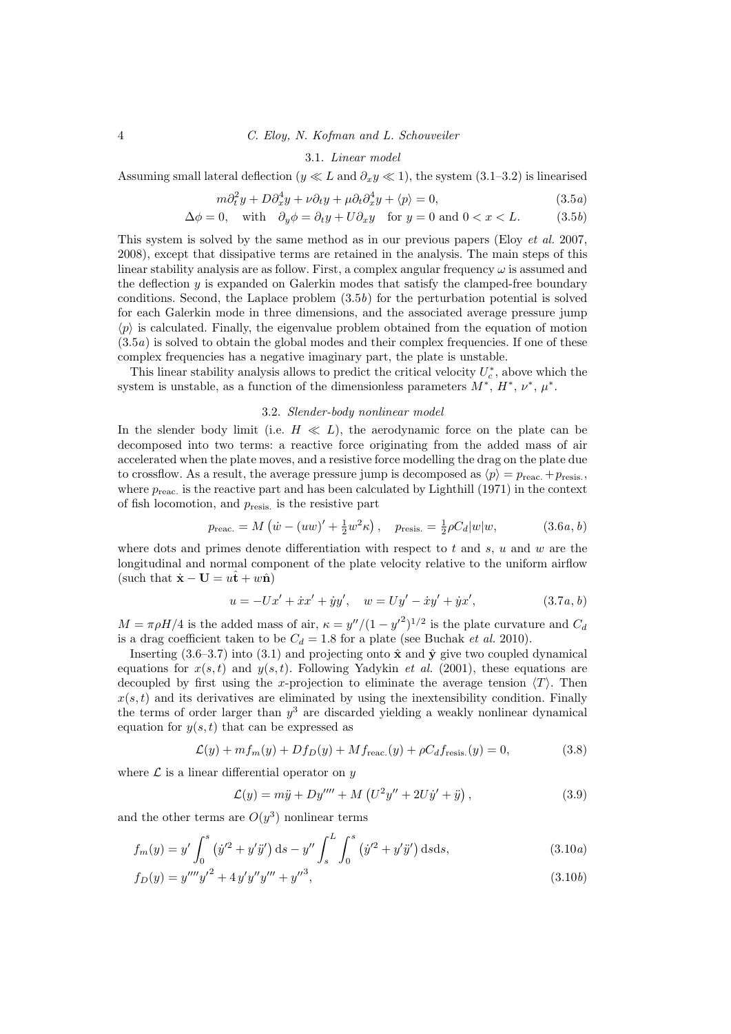### 3.1. *Linear model*

Assuming small lateral deflection ($y \ll L$ and $\partial_x y \ll 1$), the system (3.1–3.2) is linearised

$$m\partial_t^2 y + D\partial_x^4 y + \nu\partial_t y + \mu\partial_t\partial_x^4 y + \langle p\rangle = 0, \tag{3.5a}$$

$$\Delta\phi = 0, \quad \text{with} \quad \partial_y\phi = \partial_t y + U\partial_x y \quad \text{for } y = 0 \text{ and } 0 < x < L. \tag{3.5b}$$

This system is solved by the same method as in our previous papers (Eloy *et al.* 2007, 2008), except that dissipative terms are retained in the analysis. The main steps of this linear stability analysis are as follow. First, a complex angular frequency $\omega$ is assumed and the deflection $y$ is expanded on Galerkin modes that satisfy the clamped-free boundary conditions. Second, the Laplace problem (3.5$b$) for the perturbation potential is solved for each Galerkin mode in three dimensions, and the associated average pressure jump $\langle p\rangle$ is calculated. Finally, the eigenvalue problem obtained from the equation of motion (3.5$a$) is solved to obtain the global modes and their complex frequencies. If one of these complex frequencies has a negative imaginary part, the plate is unstable.

This linear stability analysis allows to predict the critical velocity $U_c^*$, above which the system is unstable, as a function of the dimensionless parameters $M^*$, $H^*$, $\nu^*$, $\mu^*$.

### 3.2. *Slender-body nonlinear model*

In the slender body limit (i.e. $H \ll L$), the aerodynamic force on the plate can be decomposed into two terms: a reactive force originating from the added mass of air accelerated when the plate moves, and a resistive force modelling the drag on the plate due to crossflow. As a result, the average pressure jump is decomposed as $\langle p\rangle = p_{\text{reac.}} + p_{\text{resis.}}$, where $p_{\text{reac.}}$ is the reactive part and has been calculated by Lighthill (1971) in the context of fish locomotion, and $p_{\text{resis.}}$ is the resistive part

$$p_{\text{reac.}} = M\left(\dot{w} - (uw)' + \tfrac{1}{2}w^2\kappa\right), \quad p_{\text{resis.}} = \tfrac{1}{2}\rho C_d|w|w, \tag{3.6a, b}$$

where dots and primes denote differentiation with respect to $t$ and $s$, $u$ and $w$ are the longitudinal and normal component of the plate velocity relative to the uniform airflow (such that $\dot{\mathbf{x}} - \mathbf{U} = u\hat{\mathbf{t}} + w\hat{\mathbf{n}}$)

$$u = -Ux' + \dot{x}x' + \dot{y}y', \quad w = Uy' - \dot{x}y' + \dot{y}x', \tag{3.7a, b}$$

$M = \pi\rho H/4$ is the added mass of air, $\kappa = y''/(1 - y'^2)^{1/2}$ is the plate curvature and $C_d$ is a drag coefficient taken to be $C_d = 1.8$ for a plate (see Buchak *et al.* 2010).

Inserting (3.6–3.7) into (3.1) and projecting onto $\hat{\mathbf{x}}$ and $\hat{\mathbf{y}}$ give two coupled dynamical equations for $x(s,t)$ and $y(s,t)$. Following Yadykin *et al.* (2001), these equations are decoupled by first using the $x$-projection to eliminate the average tension $\langle T\rangle$. Then $x(s,t)$ and its derivatives are eliminated by using the inextensibility condition. Finally the terms of order larger than $y^3$ are discarded yielding a weakly nonlinear dynamical equation for $y(s,t)$ that can be expressed as

$$\mathcal{L}(y) + mf_m(y) + Df_D(y) + Mf_{\text{reac.}}(y) + \rho C_d f_{\text{resis.}}(y) = 0, \tag{3.8}$$

where $\mathcal{L}$ is a linear differential operator on $y$

$$\mathcal{L}(y) = m\ddot{y} + Dy'''' + M\left(U^2y'' + 2U\dot{y}' + \ddot{y}\right), \tag{3.9}$$

and the other terms are $O(y^3)$ nonlinear terms

$$f_m(y) = y'\int_0^s \left(\dot{y}'^2 + y'\ddot{y}'\right)\mathrm{d}s - y''\int_s^L\int_0^s \left(\dot{y}'^2 + y'\ddot{y}'\right)\mathrm{d}s\mathrm{d}s, \tag{3.10a}$$

$$f_D(y) = y''''{y'}^2 + 4\,y'y''y''' + {y''}^3, \tag{3.10b}$$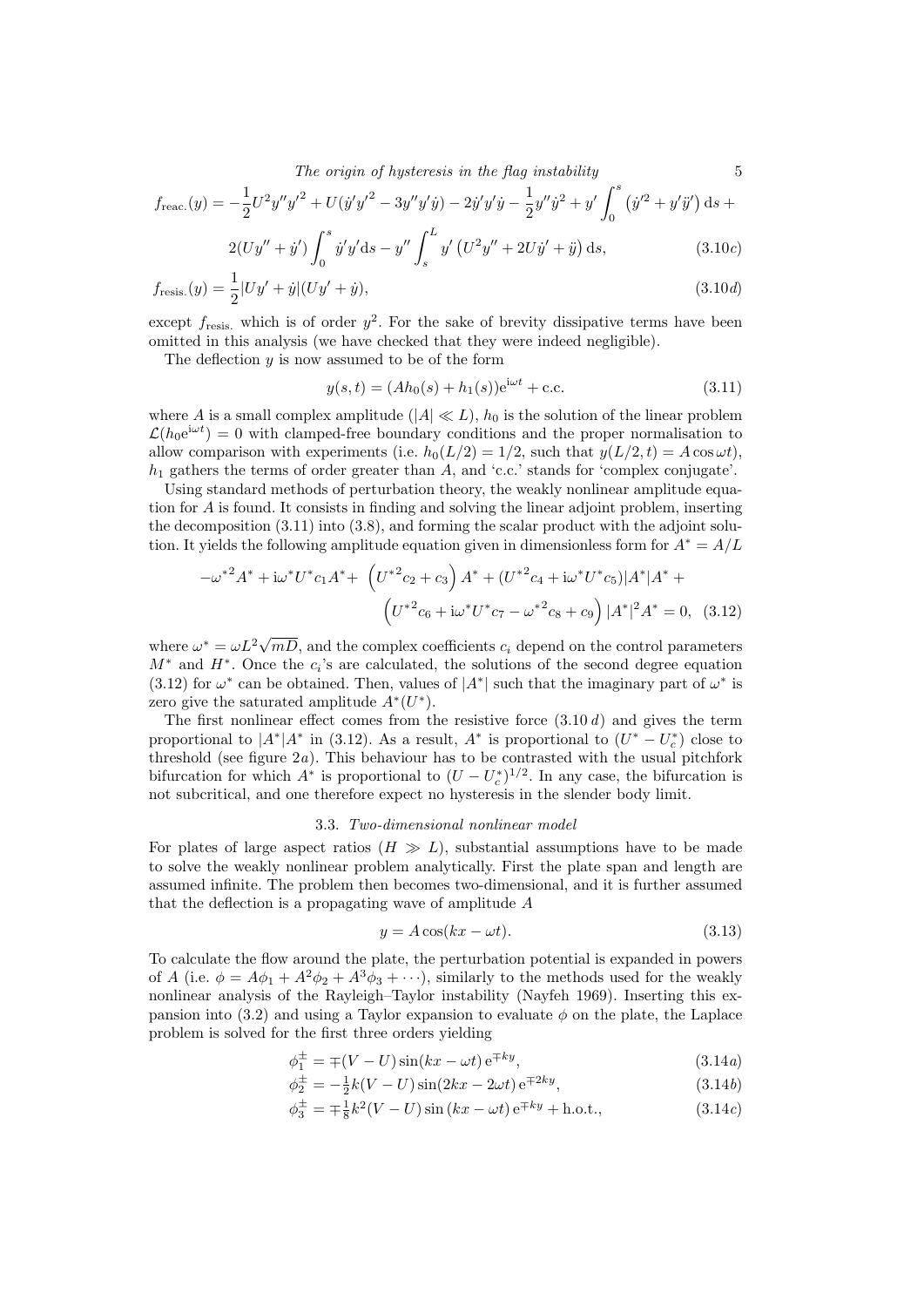$$f_{\text{reac.}}(y) = -\frac{1}{2}U^2 y'' y'^2 + U(\dot{y}' y'^2 - 3y'' y' \dot{y}) - 2\dot{y}' y' \dot{y} - \frac{1}{2} y'' \dot{y}^2 + y' \int_0^s \left( \dot{y}'^2 + y' \ddot{y}' \right) \mathrm{d}s +$$

$$2(Uy'' + \dot{y}') \int_0^s \dot{y}' y' \mathrm{d}s - y'' \int_s^L y' \left( U^2 y'' + 2U\dot{y}' + \ddot{y} \right) \mathrm{d}s, \tag{3.10c}$$

$$f_{\text{resis.}}(y) = \frac{1}{2}|Uy' + \dot{y}|(Uy' + \dot{y}), \tag{3.10d}$$

except $f_{\text{resis.}}$ which is of order $y^2$. For the sake of brevity dissipative terms have been omitted in this analysis (we have checked that they were indeed negligible).

The deflection $y$ is now assumed to be of the form

$$y(s,t) = (Ah_0(s) + h_1(s))\mathrm{e}^{\mathrm{i}\omega t} + \text{c.c.} \tag{3.11}$$

where $A$ is a small complex amplitude ($|A| \ll L$), $h_0$ is the solution of the linear problem $\mathcal{L}(h_0 \mathrm{e}^{\mathrm{i}\omega t}) = 0$ with clamped-free boundary conditions and the proper normalisation to allow comparison with experiments (i.e. $h_0(L/2) = 1/2$, such that $y(L/2, t) = A\cos\omega t$), $h_1$ gathers the terms of order greater than $A$, and 'c.c.' stands for 'complex conjugate'.

Using standard methods of perturbation theory, the weakly nonlinear amplitude equation for $A$ is found. It consists in finding and solving the linear adjoint problem, inserting the decomposition (3.11) into (3.8), and forming the scalar product with the adjoint solution. It yields the following amplitude equation given in dimensionless form for $A^* = A/L$

$$-{\omega^*}^2 A^* + \mathrm{i}\omega^* U^* c_1 A^* + \left( {U^*}^2 c_2 + c_3 \right) A^* + ({U^*}^2 c_4 + \mathrm{i}\omega^* U^* c_5)|A^*|A^* +$$

$$\left( {U^*}^2 c_6 + \mathrm{i}\omega^* U^* c_7 - {\omega^*}^2 c_8 + c_9 \right) |A^*|^2 A^* = 0, \tag{3.12}$$

where $\omega^* = \omega L^2 \sqrt{mD}$, and the complex coefficients $c_i$ depend on the control parameters $M^*$ and $H^*$. Once the $c_i$'s are calculated, the solutions of the second degree equation (3.12) for $\omega^*$ can be obtained. Then, values of $|A^*|$ such that the imaginary part of $\omega^*$ is zero give the saturated amplitude $A^*(U^*)$.

The first nonlinear effect comes from the resistive force (3.10 $d$) and gives the term proportional to $|A^*|A^*$ in (3.12). As a result, $A^*$ is proportional to $(U^* - U_c^*)$ close to threshold (see figure 2$a$). This behaviour has to be contrasted with the usual pitchfork bifurcation for which $A^*$ is proportional to $(U - U_c^*)^{1/2}$. In any case, the bifurcation is not subcritical, and one therefore expect no hysteresis in the slender body limit.

### 3.3. *Two-dimensional nonlinear model*

For plates of large aspect ratios ($H \gg L$), substantial assumptions have to be made to solve the weakly nonlinear problem analytically. First the plate span and length are assumed infinite. The problem then becomes two-dimensional, and it is further assumed that the deflection is a propagating wave of amplitude $A$

$$y = A\cos(kx - \omega t). \tag{3.13}$$

To calculate the flow around the plate, the perturbation potential is expanded in powers of $A$ (i.e. $\phi = A\phi_1 + A^2\phi_2 + A^3\phi_3 + \cdots$), similarly to the methods used for the weakly nonlinear analysis of the Rayleigh–Taylor instability (Nayfeh 1969). Inserting this expansion into (3.2) and using a Taylor expansion to evaluate $\phi$ on the plate, the Laplace problem is solved for the first three orders yielding

$$\phi_1^\pm = \mp(V - U)\sin(kx - \omega t)\,\mathrm{e}^{\mp ky}, \tag{3.14a}$$

$$\phi_2^\pm = -\tfrac{1}{2}k(V - U)\sin(2kx - 2\omega t)\,\mathrm{e}^{\mp 2ky}, \tag{3.14b}$$

$$\phi_3^\pm = \mp\tfrac{1}{8}k^2(V - U)\sin(kx - \omega t)\,\mathrm{e}^{\mp ky} + \text{h.o.t.}, \tag{3.14c}$$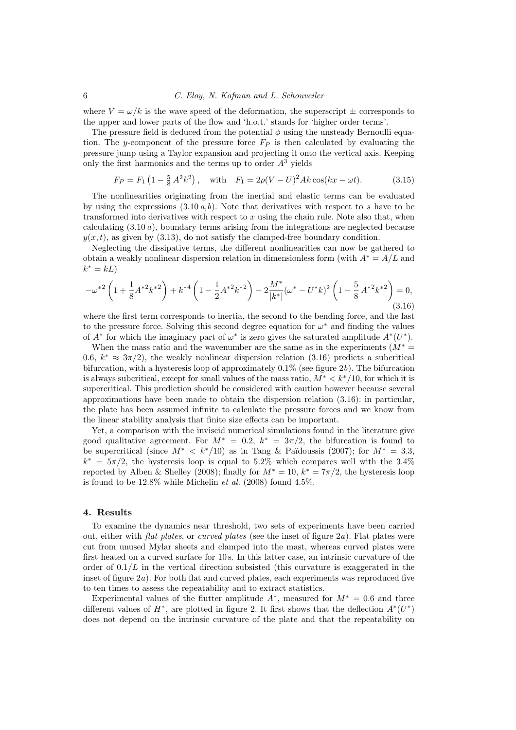where $V = \omega/k$ is the wave speed of the deformation, the superscript $\pm$ corresponds to the upper and lower parts of the flow and 'h.o.t.' stands for 'higher order terms'.

The pressure field is deduced from the potential $\phi$ using the unsteady Bernoulli equation. The $y$-component of the pressure force $F_P$ is then calculated by evaluating the pressure jump using a Taylor expansion and projecting it onto the vertical axis. Keeping only the first harmonics and the terms up to order $A^3$ yields

$$F_P = F_1 \left(1 - \tfrac{5}{8} A^2 k^2\right), \quad \text{with} \quad F_1 = 2\rho(V-U)^2 Ak\cos(kx - \omega t). \tag{3.15}$$

The nonlinearities originating from the inertial and elastic terms can be evaluated by using the expressions (3.10 *a,b*). Note that derivatives with respect to $s$ have to be transformed into derivatives with respect to $x$ using the chain rule. Note also that, when calculating (3.10 *a*), boundary terms arising from the integrations are neglected because $y(x,t)$, as given by (3.13), do not satisfy the clamped-free boundary condition.

Neglecting the dissipative terms, the different nonlinearities can now be gathered to obtain a weakly nonlinear dispersion relation in dimensionless form (with $A^* = A/L$ and $k^* = kL$)

$$-\omega^{*2}\left(1 + \frac{1}{8}A^{*2}k^{*2}\right) + k^{*4}\left(1 - \frac{1}{2}A^{*2}k^{*2}\right) - 2\frac{M^*}{|k^*|}(\omega^* - U^*k)^2\left(1 - \frac{5}{8}\,A^{*2}k^{*2}\right) = 0, \tag{3.16}$$

where the first term corresponds to inertia, the second to the bending force, and the last to the pressure force. Solving this second degree equation for $\omega^*$ and finding the values of $A^*$ for which the imaginary part of $\omega^*$ is zero gives the saturated amplitude $A^*(U^*)$.

When the mass ratio and the wavenumber are the same as in the experiments ($M^* = 0.6$, $k^* \approx 3\pi/2$), the weakly nonlinear dispersion relation (3.16) predicts a subcritical bifurcation, with a hysteresis loop of approximately 0.1% (see figure 2*b*). The bifurcation is always subcritical, except for small values of the mass ratio, $M^* < k^*/10$, for which it is supercritical. This prediction should be considered with caution however because several approximations have been made to obtain the dispersion relation (3.16): in particular, the plate has been assumed infinite to calculate the pressure forces and we know from the linear stability analysis that finite size effects can be important.

Yet, a comparison with the inviscid numerical simulations found in the literature give good qualitative agreement. For $M^* = 0.2$, $k^* = 3\pi/2$, the bifurcation is found to be supercritical (since $M^* < k^*/10$) as in Tang & Païdoussis (2007); for $M^* = 3.3$, $k^* = 5\pi/2$, the hysteresis loop is equal to 5.2% which compares well with the 3.4% reported by Alben & Shelley (2008); finally for $M^* = 10$, $k^* = 7\pi/2$, the hysteresis loop is found to be 12.8% while Michelin *et al.* (2008) found 4.5%.

## 4. Results

To examine the dynamics near threshold, two sets of experiments have been carried out, either with *flat plates*, or *curved plates* (see the inset of figure 2*a*). Flat plates were cut from unused Mylar sheets and clamped into the mast, whereas curved plates were first heated on a curved surface for 10 s. In this latter case, an intrinsic curvature of the order of $0.1/L$ in the vertical direction subsisted (this curvature is exaggerated in the inset of figure 2*a*). For both flat and curved plates, each experiments was reproduced five to ten times to assess the repeatability and to extract statistics.

Experimental values of the flutter amplitude $A^*$, measured for $M^* = 0.6$ and three different values of $H^*$, are plotted in figure 2. It first shows that the deflection $A^*(U^*)$ does not depend on the intrinsic curvature of the plate and that the repeatability on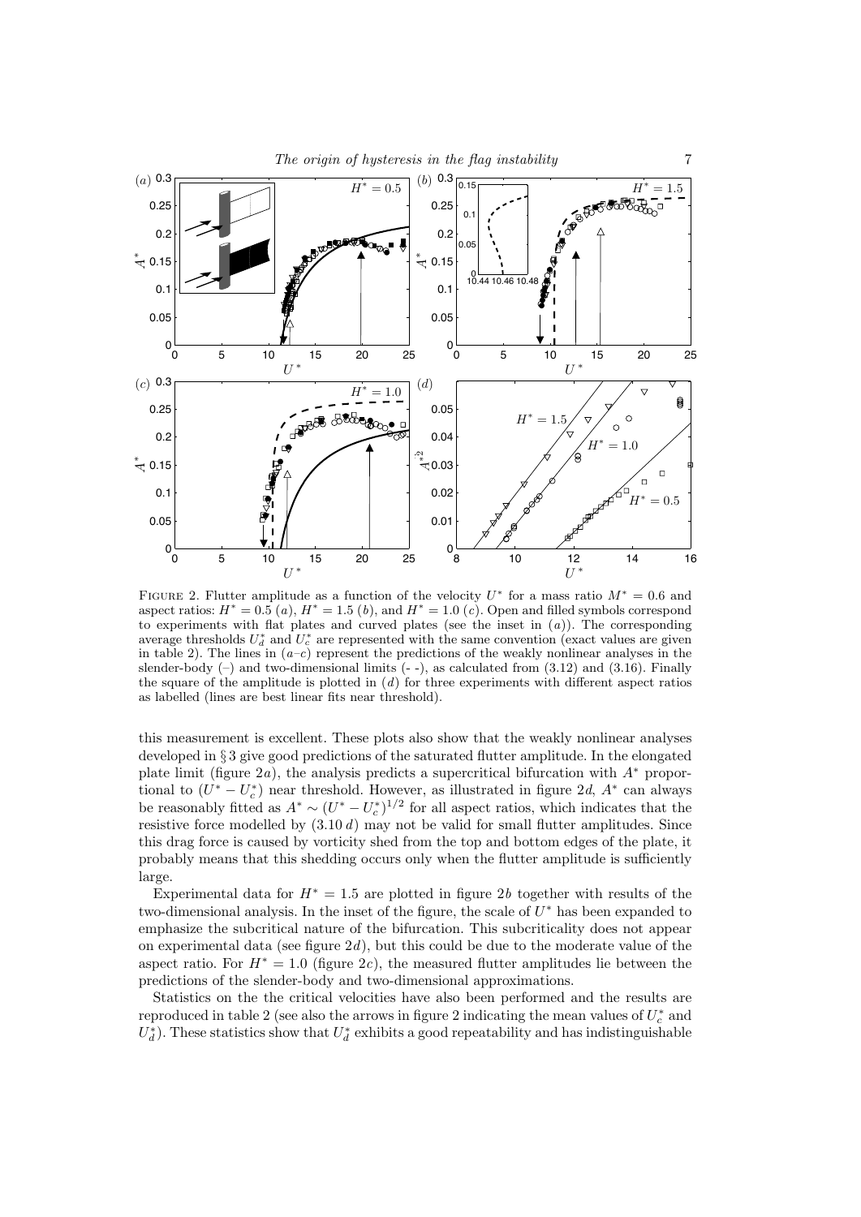FIGURE 2. Flutter amplitude as a function of the velocity $U^*$ for a mass ratio $M^* = 0.6$ and aspect ratios: $H^* = 0.5$ (*a*), $H^* = 1.5$ (*b*), and $H^* = 1.0$ (*c*). Open and filled symbols correspond to experiments with flat plates and curved plates (see the inset in (*a*)). The corresponding average thresholds $U_d^*$ and $U_c^*$ are represented with the same convention (exact values are given in table 2). The lines in (*a*–*c*) represent the predictions of the weakly nonlinear analyses in the slender-body (–) and two-dimensional limits (- -), as calculated from (3.12) and (3.16). Finally the square of the amplitude is plotted in (*d*) for three experiments with different aspect ratios as labelled (lines are best linear fits near threshold).

this measurement is excellent. These plots also show that the weakly nonlinear analyses developed in § 3 give good predictions of the saturated flutter amplitude. In the elongated plate limit (figure 2*a*), the analysis predicts a supercritical bifurcation with $A^*$ proportional to $(U^* - U_c^*)$ near threshold. However, as illustrated in figure 2*d*, $A^*$ can always be reasonably fitted as $A^* \sim (U^* - U_c^*)^{1/2}$ for all aspect ratios, which indicates that the resistive force modelled by (3.10 *d*) may not be valid for small flutter amplitudes. Since this drag force is caused by vorticity shed from the top and bottom edges of the plate, it probably means that this shedding occurs only when the flutter amplitude is sufficiently large.

Experimental data for $H^* = 1.5$ are plotted in figure 2*b* together with results of the two-dimensional analysis. In the inset of the figure, the scale of $U^*$ has been expanded to emphasize the subcritical nature of the bifurcation. This subcriticality does not appear on experimental data (see figure 2*d*), but this could be due to the moderate value of the aspect ratio. For $H^* = 1.0$ (figure 2*c*), the measured flutter amplitudes lie between the predictions of the slender-body and two-dimensional approximations.

Statistics on the the critical velocities have also been performed and the results are reproduced in table 2 (see also the arrows in figure 2 indicating the mean values of $U_c^*$ and $U_d^*$). These statistics show that $U_d^*$ exhibits a good repeatability and has indistinguishable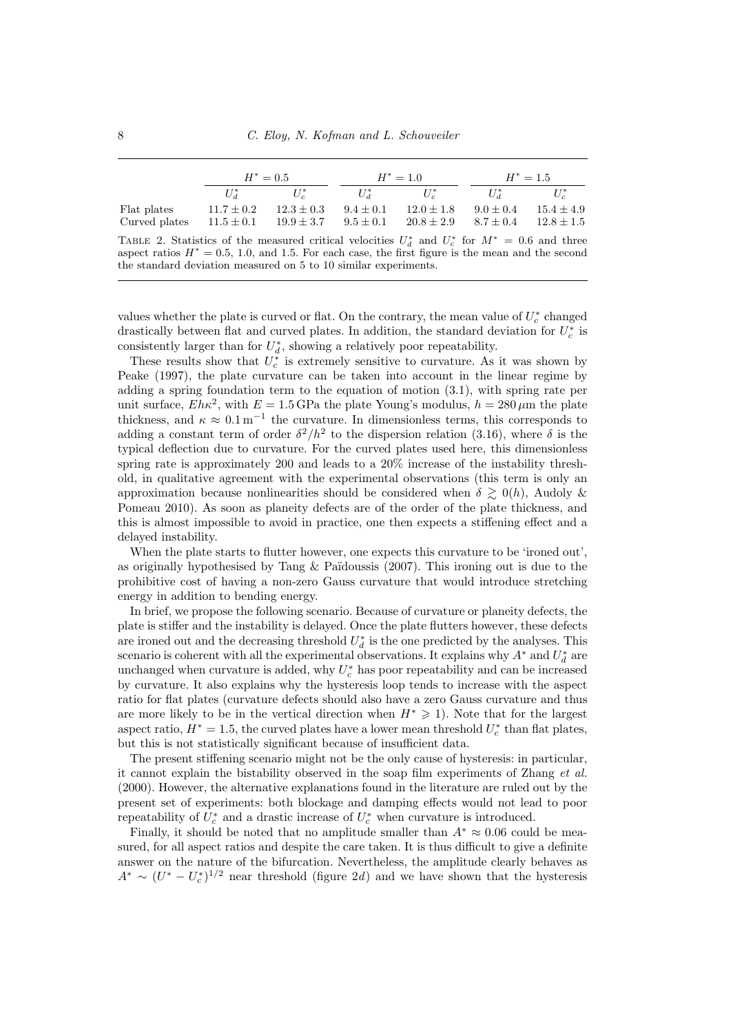|  | $H^* = 0.5$ |  | $H^* = 1.0$ |  | $H^* = 1.5$ |  |
|---|---|---|---|---|---|---|
|  | $U_d^*$ | $U_c^*$ | $U_d^*$ | $U_c^*$ | $U_d^*$ | $U_c^*$ |
| Flat plates | $11.7 \pm 0.2$ | $12.3 \pm 0.3$ | $9.4 \pm 0.1$ | $12.0 \pm 1.8$ | $9.0 \pm 0.4$ | $15.4 \pm 4.9$ |
| Curved plates | $11.5 \pm 0.1$ | $19.9 \pm 3.7$ | $9.5 \pm 0.1$ | $20.8 \pm 2.9$ | $8.7 \pm 0.4$ | $12.8 \pm 1.5$ |

Table 2. Statistics of the measured critical velocities $U_d^*$ and $U_c^*$ for $M^* = 0.6$ and three aspect ratios $H^* = 0.5$, 1.0, and 1.5. For each case, the first figure is the mean and the second the standard deviation measured on 5 to 10 similar experiments.

values whether the plate is curved or flat. On the contrary, the mean value of $U_c^*$ changed drastically between flat and curved plates. In addition, the standard deviation for $U_c^*$ is consistently larger than for $U_d^*$, showing a relatively poor repeatability.

These results show that $U_c^*$ is extremely sensitive to curvature. As it was shown by Peake (1997), the plate curvature can be taken into account in the linear regime by adding a spring foundation term to the equation of motion (3.1), with spring rate per unit surface, $Eh\kappa^2$, with $E = 1.5\,\mathrm{GPa}$ the plate Young's modulus, $h = 280\,\mu\mathrm{m}$ the plate thickness, and $\kappa \approx 0.1\,\mathrm{m}^{-1}$ the curvature. In dimensionless terms, this corresponds to adding a constant term of order $\delta^2/h^2$ to the dispersion relation (3.16), where $\delta$ is the typical deflection due to curvature. For the curved plates used here, this dimensionless spring rate is approximately 200 and leads to a 20% increase of the instability threshold, in qualitative agreement with the experimental observations (this term is only an approximation because nonlinearities should be considered when $\delta \gtrsim 0(h)$, Audoly & Pomeau 2010). As soon as planeity defects are of the order of the plate thickness, and this is almost impossible to avoid in practice, one then expects a stiffening effect and a delayed instability.

When the plate starts to flutter however, one expects this curvature to be 'ironed out', as originally hypothesised by Tang & Païdoussis (2007). This ironing out is due to the prohibitive cost of having a non-zero Gauss curvature that would introduce stretching energy in addition to bending energy.

In brief, we propose the following scenario. Because of curvature or planeity defects, the plate is stiffer and the instability is delayed. Once the plate flutters however, these defects are ironed out and the decreasing threshold $U_d^*$ is the one predicted by the analyses. This scenario is coherent with all the experimental observations. It explains why $A^*$ and $U_d^*$ are unchanged when curvature is added, why $U_c^*$ has poor repeatability and can be increased by curvature. It also explains why the hysteresis loop tends to increase with the aspect ratio for flat plates (curvature defects should also have a zero Gauss curvature and thus are more likely to be in the vertical direction when $H^* \geqslant 1$). Note that for the largest aspect ratio, $H^* = 1.5$, the curved plates have a lower mean threshold $U_c^*$ than flat plates, but this is not statistically significant because of insufficient data.

The present stiffening scenario might not be the only cause of hysteresis: in particular, it cannot explain the bistability observed in the soap film experiments of Zhang *et al.* (2000). However, the alternative explanations found in the literature are ruled out by the present set of experiments: both blockage and damping effects would not lead to poor repeatability of $U_c^*$ and a drastic increase of $U_c^*$ when curvature is introduced.

Finally, it should be noted that no amplitude smaller than $A^* \approx 0.06$ could be measured, for all aspect ratios and despite the care taken. It is thus difficult to give a definite answer on the nature of the bifurcation. Nevertheless, the amplitude clearly behaves as $A^* \sim (U^* - U_c^*)^{1/2}$ near threshold (figure 2*d*) and we have shown that the hysteresis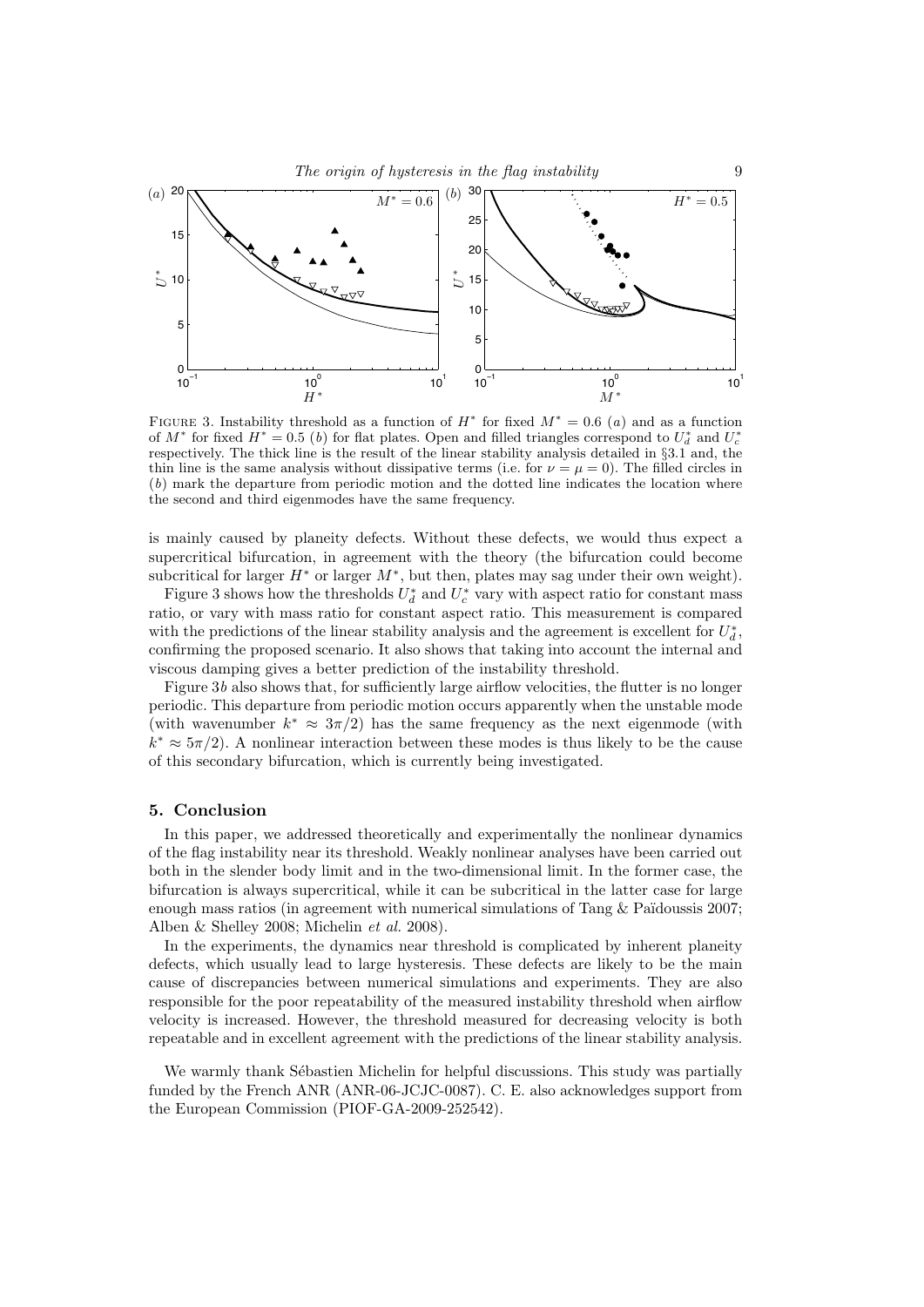FIGURE 3. Instability threshold as a function of $H^*$ for fixed $M^* = 0.6$ ($a$) and as a function of $M^*$ for fixed $H^* = 0.5$ ($b$) for flat plates. Open and filled triangles correspond to $U_d^*$ and $U_c^*$ respectively. The thick line is the result of the linear stability analysis detailed in §3.1 and, the thin line is the same analysis without dissipative terms (i.e. for $\nu = \mu = 0$). The filled circles in ($b$) mark the departure from periodic motion and the dotted line indicates the location where the second and third eigenmodes have the same frequency.

is mainly caused by planeity defects. Without these defects, we would thus expect a supercritical bifurcation, in agreement with the theory (the bifurcation could become subcritical for larger $H^*$ or larger $M^*$, but then, plates may sag under their own weight).

Figure 3 shows how the thresholds $U_d^*$ and $U_c^*$ vary with aspect ratio for constant mass ratio, or vary with mass ratio for constant aspect ratio. This measurement is compared with the predictions of the linear stability analysis and the agreement is excellent for $U_d^*$, confirming the proposed scenario. It also shows that taking into account the internal and viscous damping gives a better prediction of the instability threshold.

Figure 3$b$ also shows that, for sufficiently large airflow velocities, the flutter is no longer periodic. This departure from periodic motion occurs apparently when the unstable mode (with wavenumber $k^* \approx 3\pi/2$) has the same frequency as the next eigenmode (with $k^* \approx 5\pi/2$). A nonlinear interaction between these modes is thus likely to be the cause of this secondary bifurcation, which is currently being investigated.

## 5. Conclusion

In this paper, we addressed theoretically and experimentally the nonlinear dynamics of the flag instability near its threshold. Weakly nonlinear analyses have been carried out both in the slender body limit and in the two-dimensional limit. In the former case, the bifurcation is always supercritical, while it can be subcritical in the latter case for large enough mass ratios (in agreement with numerical simulations of Tang & Païdoussis 2007; Alben & Shelley 2008; Michelin *et al.* 2008).

In the experiments, the dynamics near threshold is complicated by inherent planeity defects, which usually lead to large hysteresis. These defects are likely to be the main cause of discrepancies between numerical simulations and experiments. They are also responsible for the poor repeatability of the measured instability threshold when airflow velocity is increased. However, the threshold measured for decreasing velocity is both repeatable and in excellent agreement with the predictions of the linear stability analysis.

We warmly thank Sébastien Michelin for helpful discussions. This study was partially funded by the French ANR (ANR-06-JCJC-0087). C. E. also acknowledges support from the European Commission (PIOF-GA-2009-252542).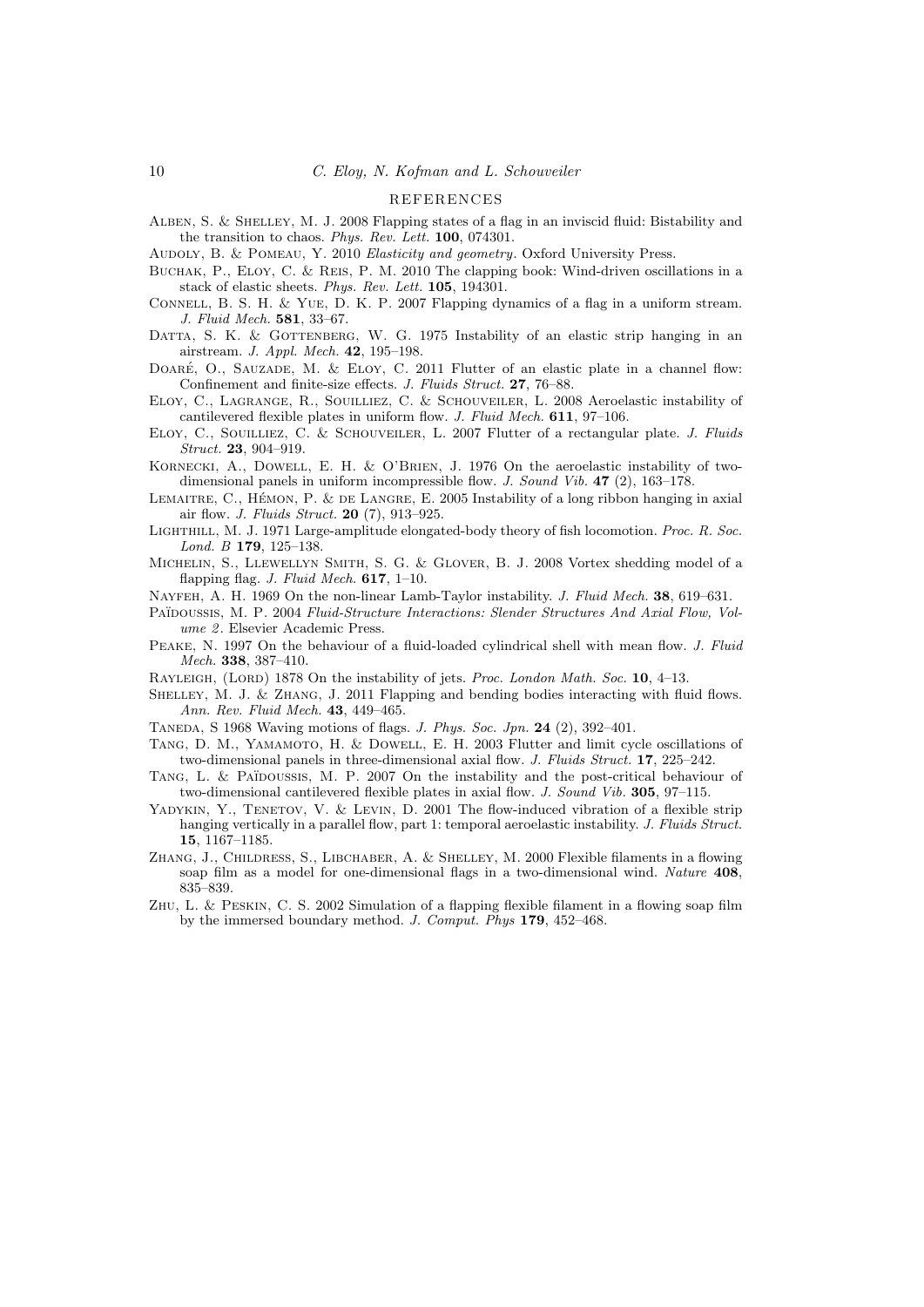## REFERENCES

Alben, S. & Shelley, M. J. 2008 Flapping states of a flag in an inviscid fluid: Bistability and the transition to chaos. *Phys. Rev. Lett.* **100**, 074301.

Audoly, B. & Pomeau, Y. 2010 *Elasticity and geometry*. Oxford University Press.

Buchak, P., Eloy, C. & Reis, P. M. 2010 The clapping book: Wind-driven oscillations in a stack of elastic sheets. *Phys. Rev. Lett.* **105**, 194301.

Connell, B. S. H. & Yue, D. K. P. 2007 Flapping dynamics of a flag in a uniform stream. *J. Fluid Mech.* **581**, 33–67.

Datta, S. K. & Gottenberg, W. G. 1975 Instability of an elastic strip hanging in an airstream. *J. Appl. Mech.* **42**, 195–198.

Doaré, O., Sauzade, M. & Eloy, C. 2011 Flutter of an elastic plate in a channel flow: Confinement and finite-size effects. *J. Fluids Struct.* **27**, 76–88.

Eloy, C., Lagrange, R., Souilliez, C. & Schouveiler, L. 2008 Aeroelastic instability of cantilevered flexible plates in uniform flow. *J. Fluid Mech.* **611**, 97–106.

Eloy, C., Souilliez, C. & Schouveiler, L. 2007 Flutter of a rectangular plate. *J. Fluids Struct.* **23**, 904–919.

Kornecki, A., Dowell, E. H. & O'Brien, J. 1976 On the aeroelastic instability of two-dimensional panels in uniform incompressible flow. *J. Sound Vib.* **47** (2), 163–178.

Lemaitre, C., Hémon, P. & de Langre, E. 2005 Instability of a long ribbon hanging in axial air flow. *J. Fluids Struct.* **20** (7), 913–925.

Lighthill, M. J. 1971 Large-amplitude elongated-body theory of fish locomotion. *Proc. R. Soc. Lond. B* **179**, 125–138.

Michelin, S., Llewellyn Smith, S. G. & Glover, B. J. 2008 Vortex shedding model of a flapping flag. *J. Fluid Mech.* **617**, 1–10.

Nayfeh, A. H. 1969 On the non-linear Lamb-Taylor instability. *J. Fluid Mech.* **38**, 619–631.

Païdoussis, M. P. 2004 *Fluid-Structure Interactions: Slender Structures And Axial Flow, Volume 2*. Elsevier Academic Press.

Peake, N. 1997 On the behaviour of a fluid-loaded cylindrical shell with mean flow. *J. Fluid Mech.* **338**, 387–410.

Rayleigh, (Lord) 1878 On the instability of jets. *Proc. London Math. Soc.* **10**, 4–13.

Shelley, M. J. & Zhang, J. 2011 Flapping and bending bodies interacting with fluid flows. *Ann. Rev. Fluid Mech.* **43**, 449–465.

Taneda, S 1968 Waving motions of flags. *J. Phys. Soc. Jpn.* **24** (2), 392–401.

Tang, D. M., Yamamoto, H. & Dowell, E. H. 2003 Flutter and limit cycle oscillations of two-dimensional panels in three-dimensional axial flow. *J. Fluids Struct.* **17**, 225–242.

Tang, L. & Païdoussis, M. P. 2007 On the instability and the post-critical behaviour of two-dimensional cantilevered flexible plates in axial flow. *J. Sound Vib.* **305**, 97–115.

Yadykin, Y., Tenetov, V. & Levin, D. 2001 The flow-induced vibration of a flexible strip hanging vertically in a parallel flow, part 1: temporal aeroelastic instability. *J. Fluids Struct.* **15**, 1167–1185.

Zhang, J., Childress, S., Libchaber, A. & Shelley, M. 2000 Flexible filaments in a flowing soap film as a model for one-dimensional flags in a two-dimensional wind. *Nature* **408**, 835–839.

Zhu, L. & Peskin, C. S. 2002 Simulation of a flapping flexible filament in a flowing soap film by the immersed boundary method. *J. Comput. Phys* **179**, 452–468.